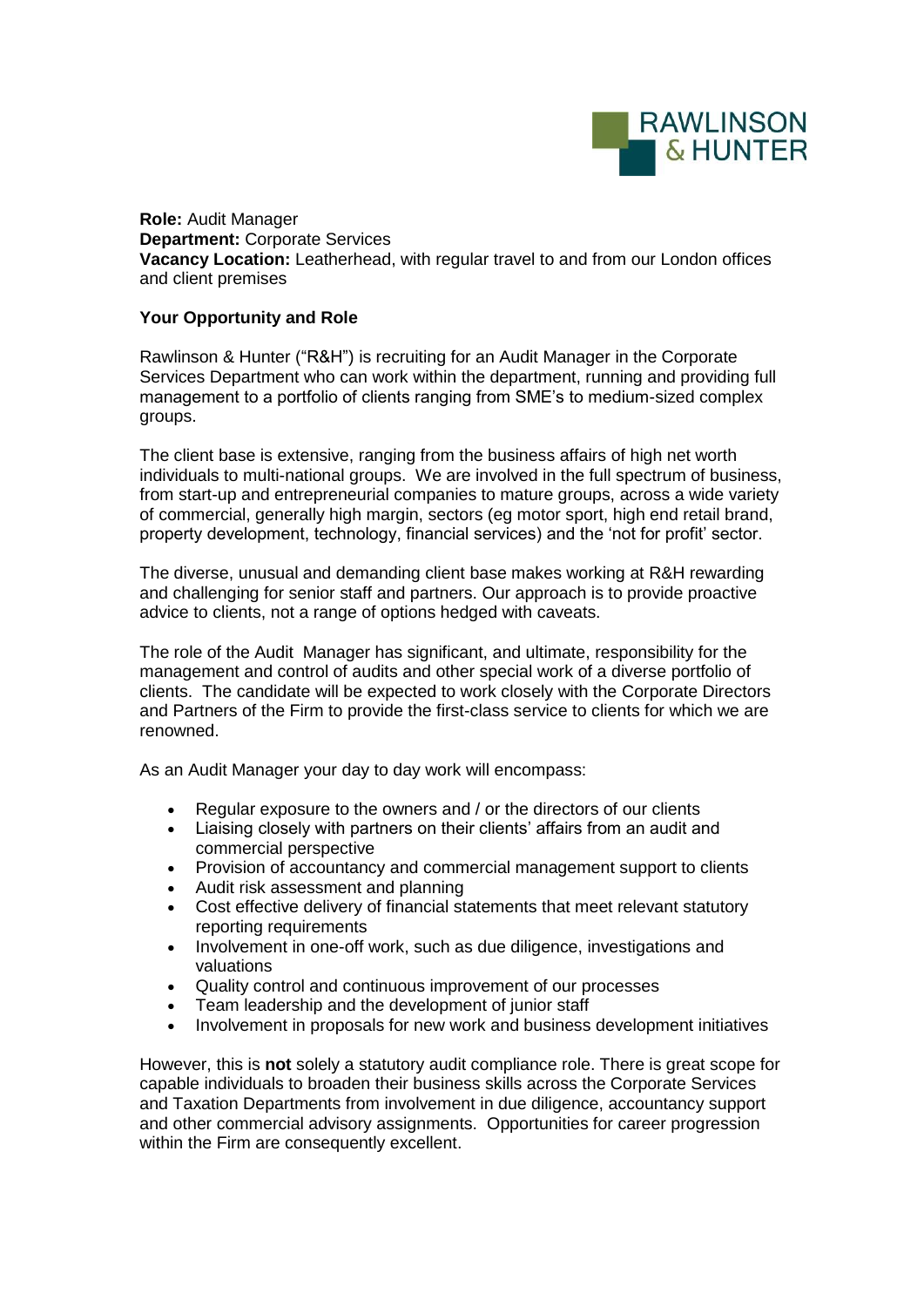RAWLINSON & HUNTER

**Role:** Audit Manager
**Department:** Corporate Services
**Vacancy Location:** Leatherhead, with regular travel to and from our London offices and client premises

**Your Opportunity and Role**

Rawlinson & Hunter ("R&H") is recruiting for an Audit Manager in the Corporate Services Department who can work within the department, running and providing full management to a portfolio of clients ranging from SME's to medium-sized complex groups.

The client base is extensive, ranging from the business affairs of high net worth individuals to multi-national groups. We are involved in the full spectrum of business, from start-up and entrepreneurial companies to mature groups, across a wide variety of commercial, generally high margin, sectors (eg motor sport, high end retail brand, property development, technology, financial services) and the 'not for profit' sector.

The diverse, unusual and demanding client base makes working at R&H rewarding and challenging for senior staff and partners. Our approach is to provide proactive advice to clients, not a range of options hedged with caveats.

The role of the Audit Manager has significant, and ultimate, responsibility for the management and control of audits and other special work of a diverse portfolio of clients. The candidate will be expected to work closely with the Corporate Directors and Partners of the Firm to provide the first-class service to clients for which we are renowned.

As an Audit Manager your day to day work will encompass:

- Regular exposure to the owners and / or the directors of our clients
- Liaising closely with partners on their clients' affairs from an audit and commercial perspective
- Provision of accountancy and commercial management support to clients
- Audit risk assessment and planning
- Cost effective delivery of financial statements that meet relevant statutory reporting requirements
- Involvement in one-off work, such as due diligence, investigations and valuations
- Quality control and continuous improvement of our processes
- Team leadership and the development of junior staff
- Involvement in proposals for new work and business development initiatives

However, this is **not** solely a statutory audit compliance role. There is great scope for capable individuals to broaden their business skills across the Corporate Services and Taxation Departments from involvement in due diligence, accountancy support and other commercial advisory assignments. Opportunities for career progression within the Firm are consequently excellent.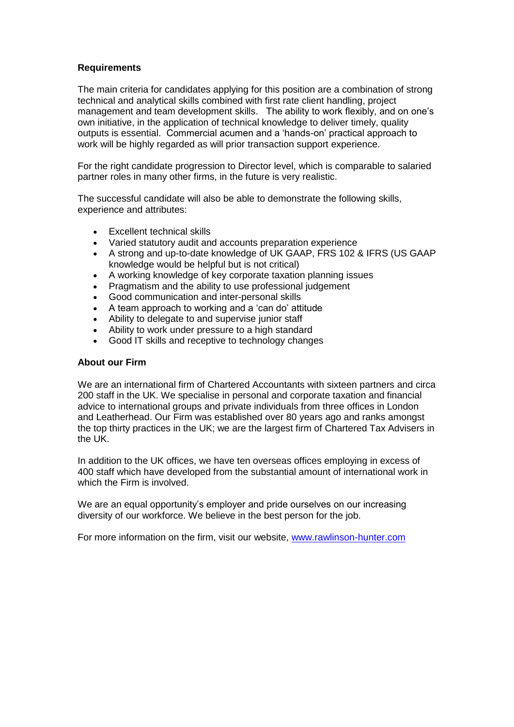## Requirements

The main criteria for candidates applying for this position are a combination of strong technical and analytical skills combined with first rate client handling, project management and team development skills. The ability to work flexibly, and on one's own initiative, in the application of technical knowledge to deliver timely, quality outputs is essential. Commercial acumen and a 'hands-on' practical approach to work will be highly regarded as will prior transaction support experience.

For the right candidate progression to Director level, which is comparable to salaried partner roles in many other firms, in the future is very realistic.

The successful candidate will also be able to demonstrate the following skills, experience and attributes:

- Excellent technical skills
- Varied statutory audit and accounts preparation experience
- A strong and up-to-date knowledge of UK GAAP, FRS 102 & IFRS (US GAAP knowledge would be helpful but is not critical)
- A working knowledge of key corporate taxation planning issues
- Pragmatism and the ability to use professional judgement
- Good communication and inter-personal skills
- A team approach to working and a 'can do' attitude
- Ability to delegate to and supervise junior staff
- Ability to work under pressure to a high standard
- Good IT skills and receptive to technology changes

## About our Firm

We are an international firm of Chartered Accountants with sixteen partners and circa 200 staff in the UK. We specialise in personal and corporate taxation and financial advice to international groups and private individuals from three offices in London and Leatherhead. Our Firm was established over 80 years ago and ranks amongst the top thirty practices in the UK; we are the largest firm of Chartered Tax Advisers in the UK.

In addition to the UK offices, we have ten overseas offices employing in excess of 400 staff which have developed from the substantial amount of international work in which the Firm is involved.

We are an equal opportunity's employer and pride ourselves on our increasing diversity of our workforce. We believe in the best person for the job.

For more information on the firm, visit our website, [www.rawlinson-hunter.com](http://www.rawlinson-hunter.com)